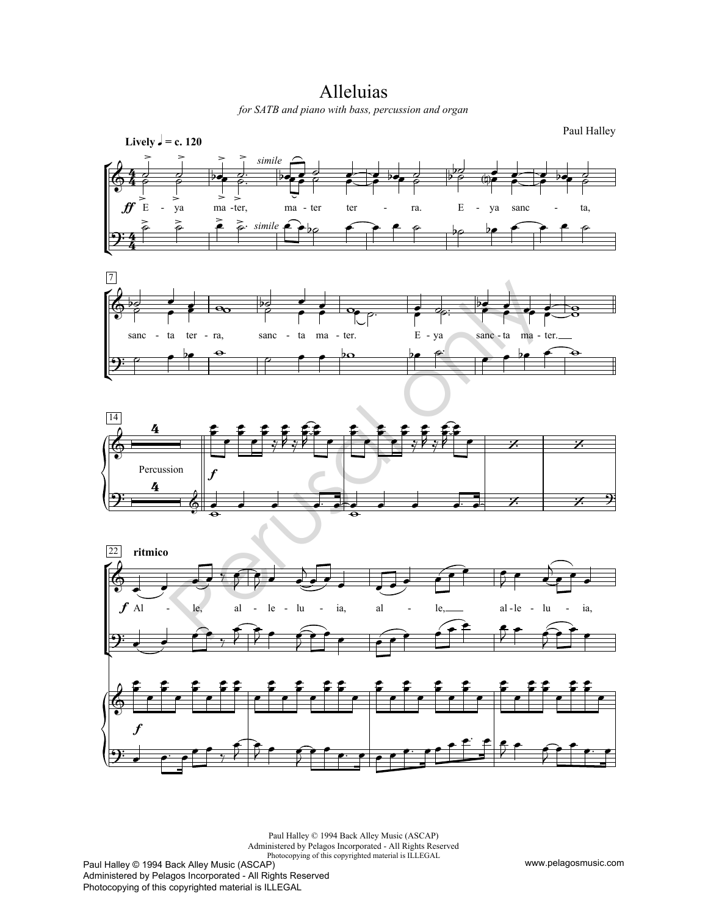# Alleluias

*for SATB and piano with bass, percussion and organ*

Paul Halley

**Lively** ♩ = c. 120

Paul Halley © 1994 Back Alley Music (ASCAP)
Administered by Pelagos Incorporated - All Rights Reserved
Photocopying of this copyrighted material is ILLEGAL

www.pelagosmusic.com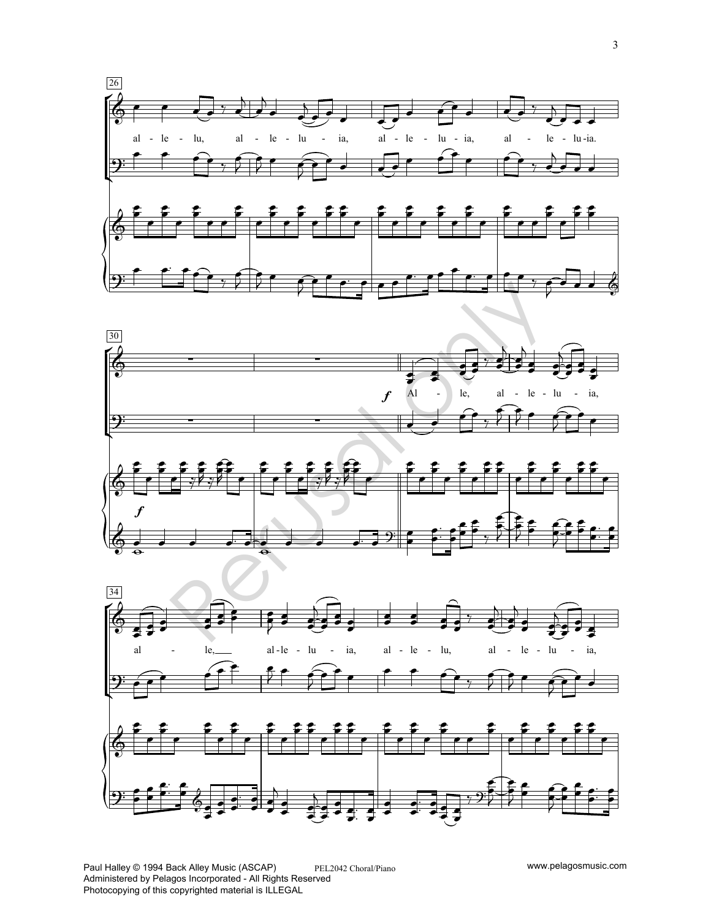26

al - le - lu, al - le - lu - ia, al - le - lu - ia, al - le - lu - ia.

30

*f* Al - le, al - le - lu - ia,

*f*

34

al - le, al - le - lu - ia, al - le - lu, al - le - lu - ia,

Paul Halley © 1994 Back Alley Music (ASCAP) PEL2042 Choral/Piano www.pelagosmusic.com
Administered by Pelagos Incorporated - All Rights Reserved
Photocopying of this copyrighted material is ILLEGAL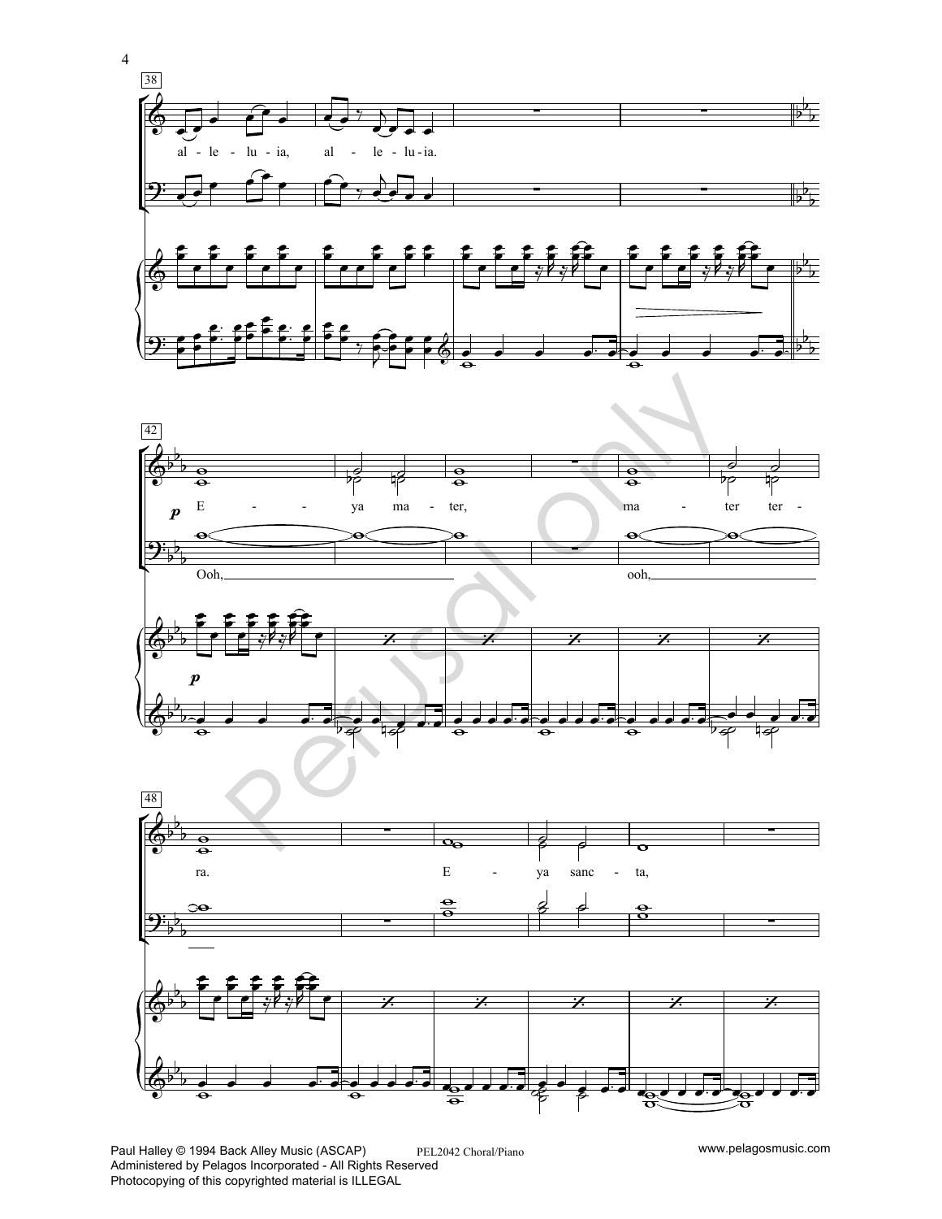38

al - le - lu - ia, al - le - lu - ia.

42

*p*

E - - ya ma - ter, ma - ter ter -

Ooh, ooh,

*p*

48

ra. E - ya sanc - ta,